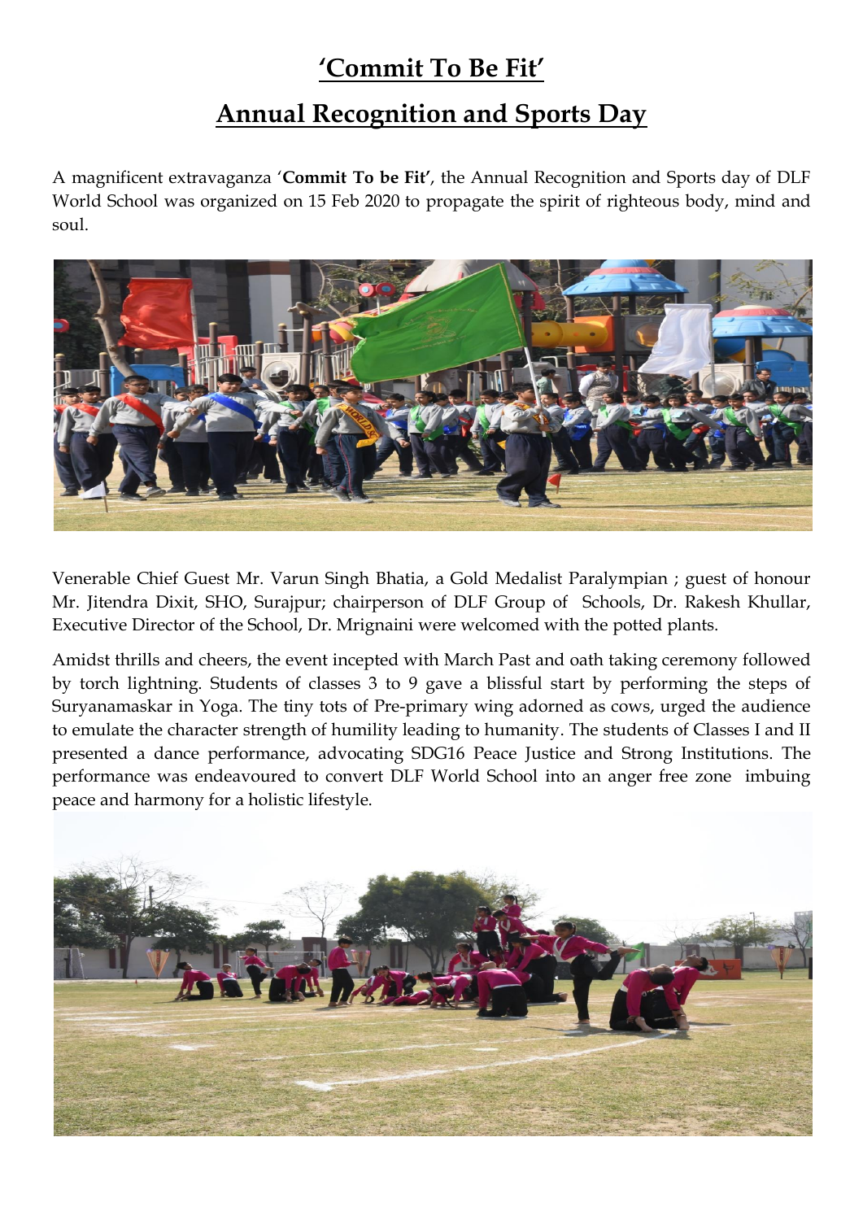# 'Commit To Be Fit'

## Annual Recognition and Sports Day

A magnificent extravaganza '**Commit To be Fit'**, the Annual Recognition and Sports day of DLF World School was organized on 15 Feb 2020 to propagate the spirit of righteous body, mind and soul.

Venerable Chief Guest Mr. Varun Singh Bhatia, a Gold Medalist Paralympian ; guest of honour Mr. Jitendra Dixit, SHO, Surajpur; chairperson of DLF Group of Schools, Dr. Rakesh Khullar, Executive Director of the School, Dr. Mrignaini were welcomed with the potted plants.

Amidst thrills and cheers, the event incepted with March Past and oath taking ceremony followed by torch lightning. Students of classes 3 to 9 gave a blissful start by performing the steps of Suryanamaskar in Yoga. The tiny tots of Pre-primary wing adorned as cows, urged the audience to emulate the character strength of humility leading to humanity. The students of Classes I and II presented a dance performance, advocating SDG16 Peace Justice and Strong Institutions. The performance was endeavoured to convert DLF World School into an anger free zone imbuing peace and harmony for a holistic lifestyle.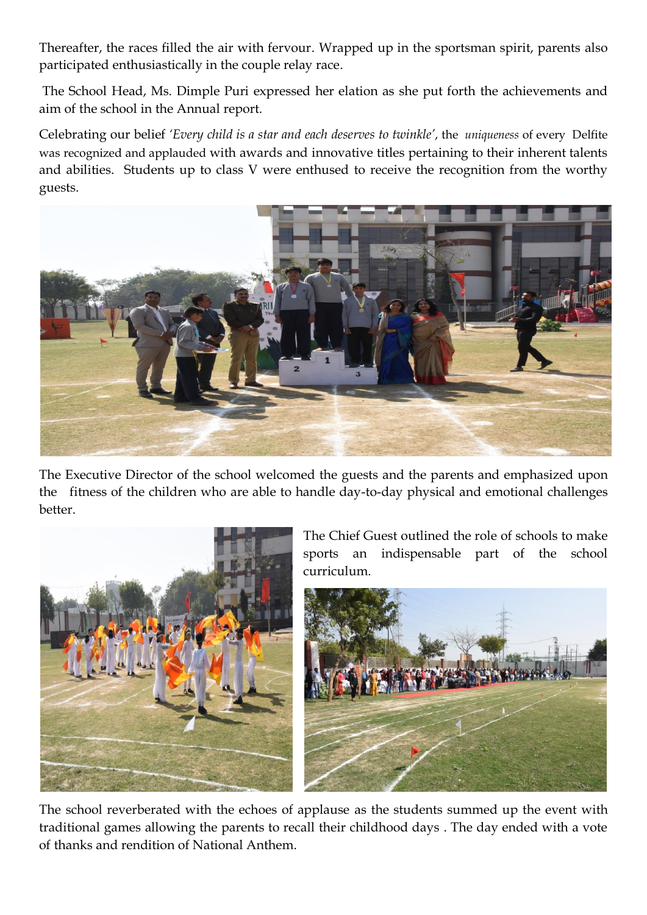Thereafter, the races filled the air with fervour. Wrapped up in the sportsman spirit, parents also participated enthusiastically in the couple relay race.

The School Head, Ms. Dimple Puri expressed her elation as she put forth the achievements and aim of the school in the Annual report.

Celebrating our belief *'Every child is a star and each deserves to twinkle'*, the *uniqueness* of every Delfite was recognized and applauded with awards and innovative titles pertaining to their inherent talents and abilities. Students up to class V were enthused to receive the recognition from the worthy guests.

The Executive Director of the school welcomed the guests and the parents and emphasized upon the fitness of the children who are able to handle day-to-day physical and emotional challenges better.

The Chief Guest outlined the role of schools to make sports an indispensable part of the school curriculum.

The school reverberated with the echoes of applause as the students summed up the event with traditional games allowing the parents to recall their childhood days . The day ended with a vote of thanks and rendition of National Anthem.